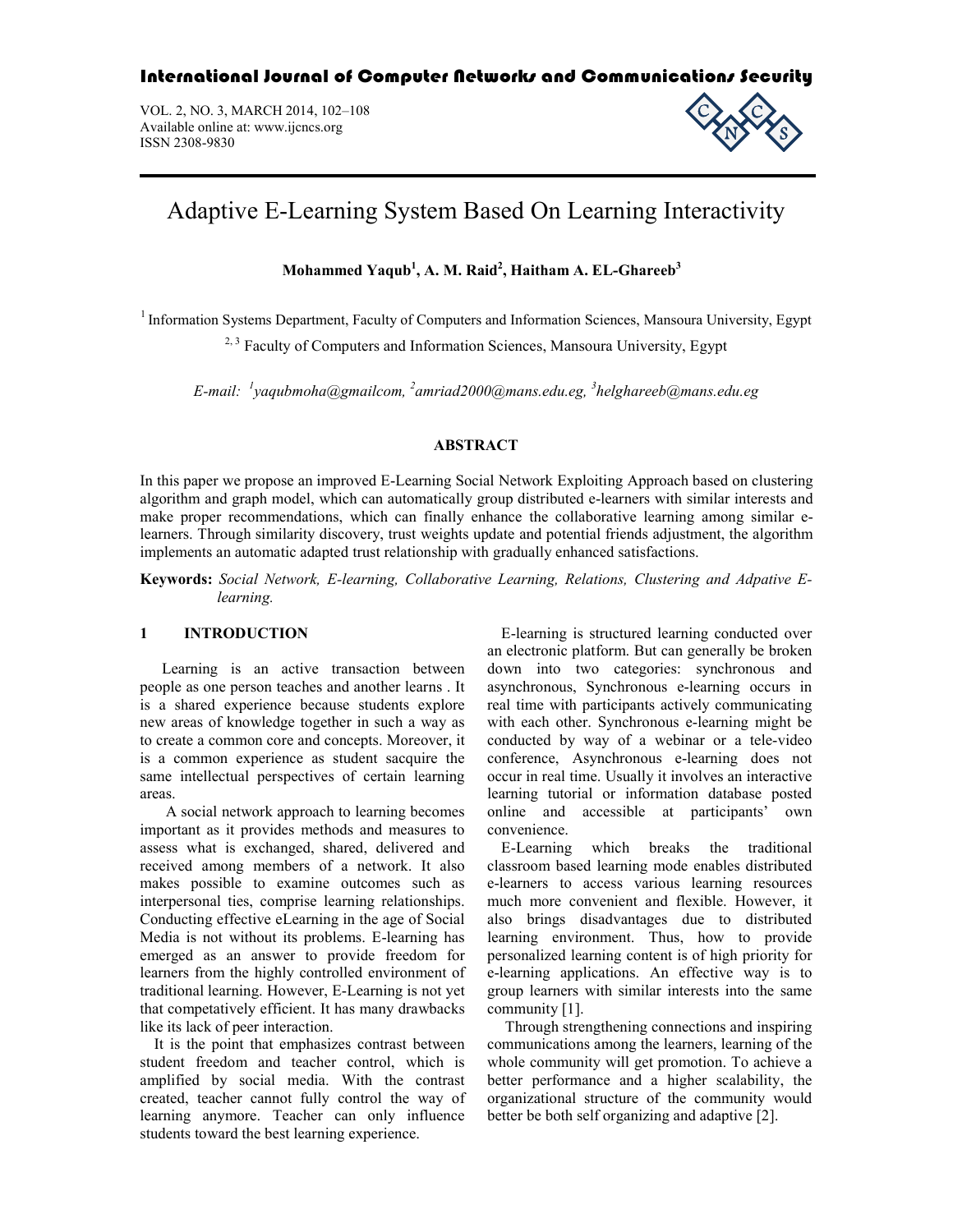# Adaptive E-Learning System Based On Learning Interactivity

**Mohammed Yaqub[1], A. M. Raid[2], Haitham A. EL-Ghareeb[3]**

[1] Information Systems Department, Faculty of Computers and Information Sciences, Mansoura University, Egypt

[2, 3] Faculty of Computers and Information Sciences, Mansoura University, Egypt

*E-mail: [1]yaqubmoha@gmailcom, [2]amriad2000@mans.edu.eg, [3]helghareeb@mans.edu.eg*

## ABSTRACT

In this paper we propose an improved E-Learning Social Network Exploiting Approach based on clustering algorithm and graph model, which can automatically group distributed e-learners with similar interests and make proper recommendations, which can finally enhance the collaborative learning among similar e-learners. Through similarity discovery, trust weights update and potential friends adjustment, the algorithm implements an automatic adapted trust relationship with gradually enhanced satisfactions.

**Keywords:** *Social Network, E-learning, Collaborative Learning, Relations, Clustering and Adpative E-learning.*

## 1 INTRODUCTION

Learning is an active transaction between people as one person teaches and another learns . It is a shared experience because students explore new areas of knowledge together in such a way as to create a common core and concepts. Moreover, it is a common experience as student sacquire the same intellectual perspectives of certain learning areas.

A social network approach to learning becomes important as it provides methods and measures to assess what is exchanged, shared, delivered and received among members of a network. It also makes possible to examine outcomes such as interpersonal ties, comprise learning relationships. Conducting effective eLearning in the age of Social Media is not without its problems. E-learning has emerged as an answer to provide freedom for learners from the highly controlled environment of traditional learning. However, E-Learning is not yet that competatively efficient. It has many drawbacks like its lack of peer interaction.

It is the point that emphasizes contrast between student freedom and teacher control, which is amplified by social media. With the contrast created, teacher cannot fully control the way of learning anymore. Teacher can only influence students toward the best learning experience.

E-learning is structured learning conducted over an electronic platform. But can generally be broken down into two categories: synchronous and asynchronous, Synchronous e-learning occurs in real time with participants actively communicating with each other. Synchronous e-learning might be conducted by way of a webinar or a tele-video conference, Asynchronous e-learning does not occur in real time. Usually it involves an interactive learning tutorial or information database posted online and accessible at participants' own convenience.

E-Learning which breaks the traditional classroom based learning mode enables distributed e-learners to access various learning resources much more convenient and flexible. However, it also brings disadvantages due to distributed learning environment. Thus, how to provide personalized learning content is of high priority for e-learning applications. An effective way is to group learners with similar interests into the same community [1].

Through strengthening connections and inspiring communications among the learners, learning of the whole community will get promotion. To achieve a better performance and a higher scalability, the organizational structure of the community would better be both self organizing and adaptive [2].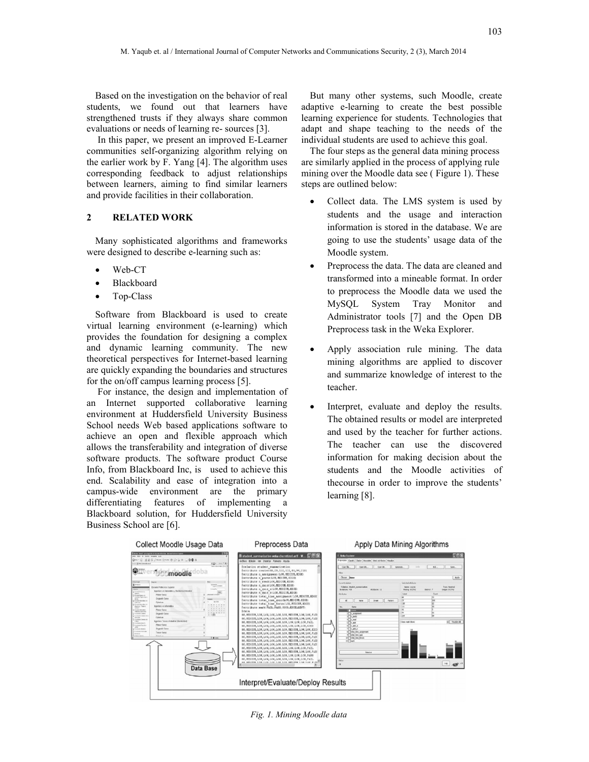Based on the investigation on the behavior of real students, we found out that learners have strengthened trusts if they always share common evaluations or needs of learning re- sources [3].

In this paper, we present an improved E-Learner communities self-organizing algorithm relying on the earlier work by F. Yang [4]. The algorithm uses corresponding feedback to adjust relationships between learners, aiming to find similar learners and provide facilities in their collaboration.

## 2 RELATED WORK

Many sophisticated algorithms and frameworks were designed to describe e-learning such as:

- Web-CT
- Blackboard
- Top-Class

Software from Blackboard is used to create virtual learning environment (e-learning) which provides the foundation for designing a complex and dynamic learning community. The new theoretical perspectives for Internet-based learning are quickly expanding the boundaries and structures for the on/off campus learning process [5].

For instance, the design and implementation of an Internet supported collaborative learning environment at Huddersfield University Business School needs Web based applications software to achieve an open and flexible approach which allows the transferability and integration of diverse software products. The software product Course Info, from Blackboard Inc, is used to achieve this end. Scalability and ease of integration into a campus-wide environment are the primary differentiating features of implementing a Blackboard solution, for Huddersfield University Business School are [6].

But many other systems, such Moodle, create adaptive e-learning to create the best possible learning experience for students. Technologies that adapt and shape teaching to the needs of the individual students are used to achieve this goal.

The four steps as the general data mining process are similarly applied in the process of applying rule mining over the Moodle data see ( Figure 1). These steps are outlined below:

- Collect data. The LMS system is used by students and the usage and interaction information is stored in the database. We are going to use the students' usage data of the Moodle system.
- Preprocess the data. The data are cleaned and transformed into a mineable format. In order to preprocess the Moodle data we used the MySQL System Tray Monitor and Administrator tools [7] and the Open DB Preprocess task in the Weka Explorer.
- Apply association rule mining. The data mining algorithms are applied to discover and summarize knowledge of interest to the teacher.
- Interpret, evaluate and deploy the results. The obtained results or model are interpreted and used by the teacher for further actions. The teacher can use the discovered information for making decision about the students and the Moodle activities of thecourse in order to improve the students' learning [8].

Collect Moodle Usage Data

Preprocess Data

Apply Data Mining Algorithms

Data Base

Interpret/Evaluate/Deploy Results

*Fig. 1. Mining Moodle data*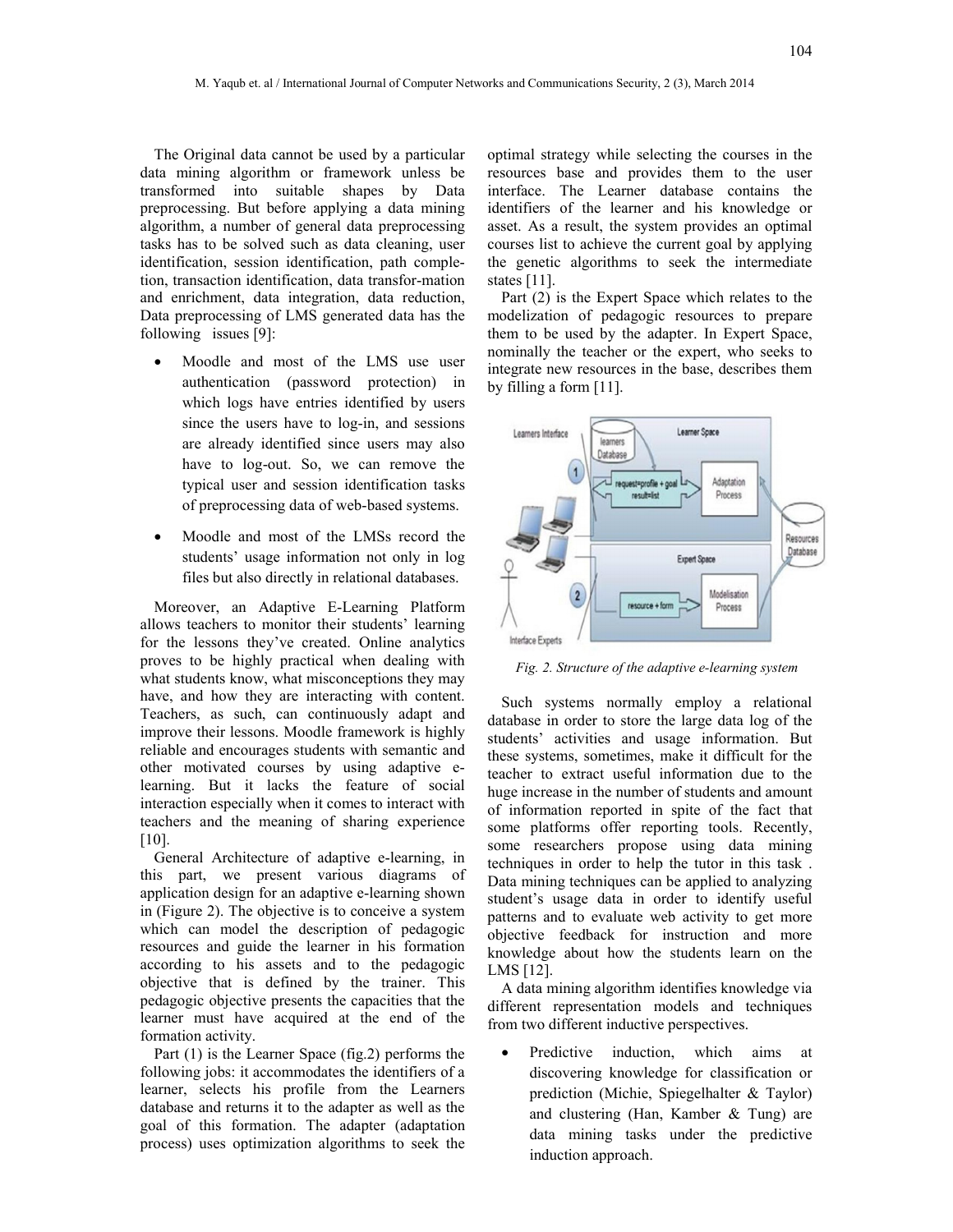The Original data cannot be used by a particular data mining algorithm or framework unless be transformed into suitable shapes by Data preprocessing. But before applying a data mining algorithm, a number of general data preprocessing tasks has to be solved such as data cleaning, user identification, session identification, path completion, transaction identification, data transfor-mation and enrichment, data integration, data reduction, Data preprocessing of LMS generated data has the following issues [9]:

- Moodle and most of the LMS use user authentication (password protection) in which logs have entries identified by users since the users have to log-in, and sessions are already identified since users may also have to log-out. So, we can remove the typical user and session identification tasks of preprocessing data of web-based systems.
- Moodle and most of the LMSs record the students' usage information not only in log files but also directly in relational databases.

Moreover, an Adaptive E-Learning Platform allows teachers to monitor their students' learning for the lessons they've created. Online analytics proves to be highly practical when dealing with what students know, what misconceptions they may have, and how they are interacting with content. Teachers, as such, can continuously adapt and improve their lessons. Moodle framework is highly reliable and encourages students with semantic and other motivated courses by using adaptive e-learning. But it lacks the feature of social interaction especially when it comes to interact with teachers and the meaning of sharing experience [10].

General Architecture of adaptive e-learning, in this part, we present various diagrams of application design for an adaptive e-learning shown in (Figure 2). The objective is to conceive a system which can model the description of pedagogic resources and guide the learner in his formation according to his assets and to the pedagogic objective that is defined by the trainer. This pedagogic objective presents the capacities that the learner must have acquired at the end of the formation activity.

Part (1) is the Learner Space (fig.2) performs the following jobs: it accommodates the identifiers of a learner, selects his profile from the Learners database and returns it to the adapter as well as the goal of this formation. The adapter (adaptation process) uses optimization algorithms to seek the optimal strategy while selecting the courses in the resources base and provides them to the user interface. The Learner database contains the identifiers of the learner and his knowledge or asset. As a result, the system provides an optimal courses list to achieve the current goal by applying the genetic algorithms to seek the intermediate states [11].

Part (2) is the Expert Space which relates to the modelization of pedagogic resources to prepare them to be used by the adapter. In Expert Space, nominally the teacher or the expert, who seeks to integrate new resources in the base, describes them by filling a form [11].

Learners Interface
learners Database
Learner Space
1
request=profile + goal
result=list
Adaptation Process
Resources Database
Expert Space
2
resource + form
Modelisation Process
Interface Experts

*Fig. 2. Structure of the adaptive e-learning system*

Such systems normally employ a relational database in order to store the large data log of the students' activities and usage information. But these systems, sometimes, make it difficult for the teacher to extract useful information due to the huge increase in the number of students and amount of information reported in spite of the fact that some platforms offer reporting tools. Recently, some researchers propose using data mining techniques in order to help the tutor in this task . Data mining techniques can be applied to analyzing student's usage data in order to identify useful patterns and to evaluate web activity to get more objective feedback for instruction and more knowledge about how the students learn on the LMS [12].

A data mining algorithm identifies knowledge via different representation models and techniques from two different inductive perspectives.

- Predictive induction, which aims at discovering knowledge for classification or prediction (Michie, Spiegelhalter & Taylor) and clustering (Han, Kamber & Tung) are data mining tasks under the predictive induction approach.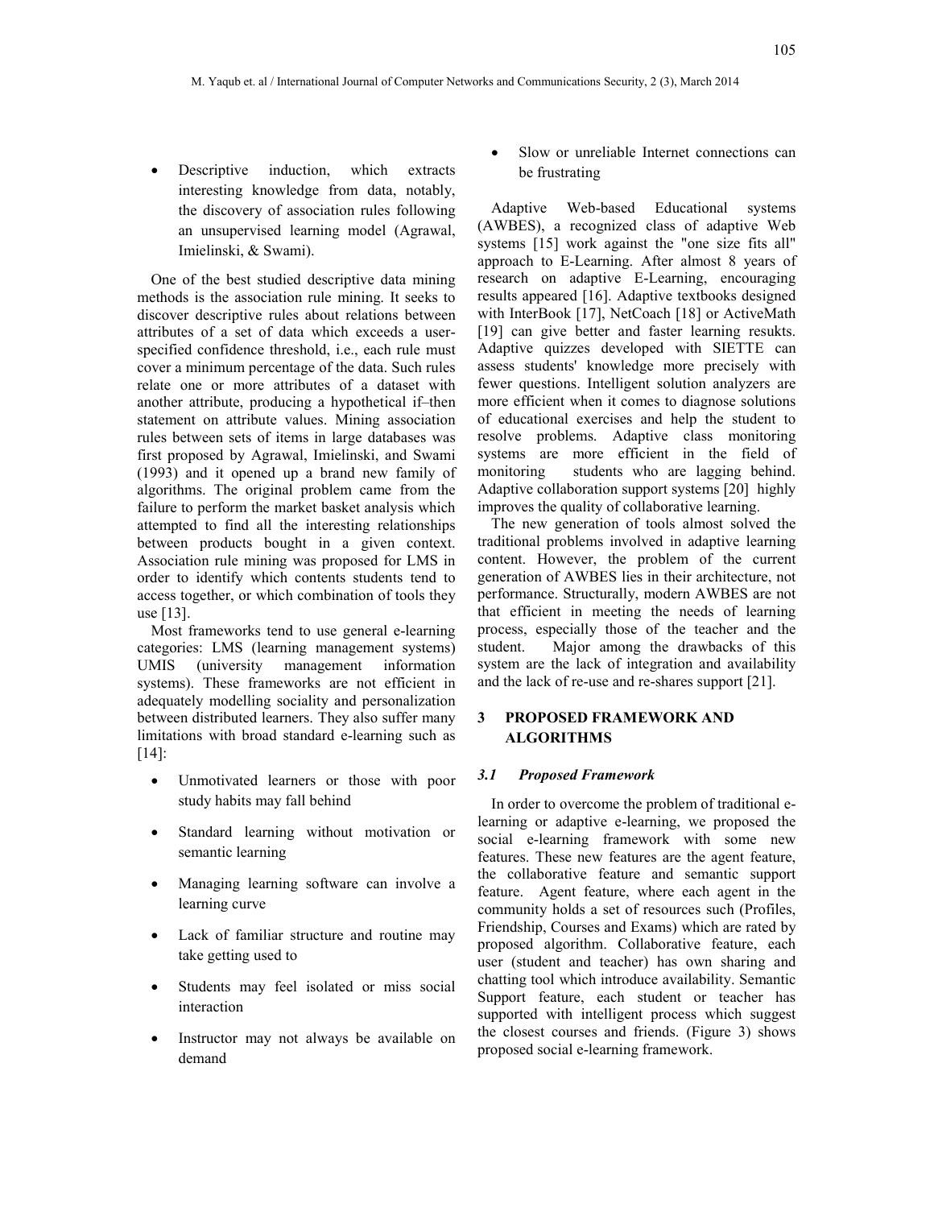- Descriptive induction, which extracts interesting knowledge from data, notably, the discovery of association rules following an unsupervised learning model (Agrawal, Imielinski, & Swami).

One of the best studied descriptive data mining methods is the association rule mining. It seeks to discover descriptive rules about relations between attributes of a set of data which exceeds a user-specified confidence threshold, i.e., each rule must cover a minimum percentage of the data. Such rules relate one or more attributes of a dataset with another attribute, producing a hypothetical if–then statement on attribute values. Mining association rules between sets of items in large databases was first proposed by Agrawal, Imielinski, and Swami (1993) and it opened up a brand new family of algorithms. The original problem came from the failure to perform the market basket analysis which attempted to find all the interesting relationships between products bought in a given context. Association rule mining was proposed for LMS in order to identify which contents students tend to access together, or which combination of tools they use [13].

Most frameworks tend to use general e-learning categories: LMS (learning management systems) UMIS (university management information systems). These frameworks are not efficient in adequately modelling sociality and personalization between distributed learners. They also suffer many limitations with broad standard e-learning such as [14]:

- Unmotivated learners or those with poor study habits may fall behind
- Standard learning without motivation or semantic learning
- Managing learning software can involve a learning curve
- Lack of familiar structure and routine may take getting used to
- Students may feel isolated or miss social interaction
- Instructor may not always be available on demand
- Slow or unreliable Internet connections can be frustrating

Adaptive Web-based Educational systems (AWBES), a recognized class of adaptive Web systems [15] work against the "one size fits all" approach to E-Learning. After almost 8 years of research on adaptive E-Learning, encouraging results appeared [16]. Adaptive textbooks designed with InterBook [17], NetCoach [18] or ActiveMath [19] can give better and faster learning resukts. Adaptive quizzes developed with SIETTE can assess students' knowledge more precisely with fewer questions. Intelligent solution analyzers are more efficient when it comes to diagnose solutions of educational exercises and help the student to resolve problems. Adaptive class monitoring systems are more efficient in the field of monitoring students who are lagging behind. Adaptive collaboration support systems [20] highly improves the quality of collaborative learning.

The new generation of tools almost solved the traditional problems involved in adaptive learning content. However, the problem of the current generation of AWBES lies in their architecture, not performance. Structurally, modern AWBES are not that efficient in meeting the needs of learning process, especially those of the teacher and the student. Major among the drawbacks of this system are the lack of integration and availability and the lack of re-use and re-shares support [21].

## 3 PROPOSED FRAMEWORK AND ALGORITHMS

### *3.1 Proposed Framework*

In order to overcome the problem of traditional e-learning or adaptive e-learning, we proposed the social e-learning framework with some new features. These new features are the agent feature, the collaborative feature and semantic support feature. Agent feature, where each agent in the community holds a set of resources such (Profiles, Friendship, Courses and Exams) which are rated by proposed algorithm. Collaborative feature, each user (student and teacher) has own sharing and chatting tool which introduce availability. Semantic Support feature, each student or teacher has supported with intelligent process which suggest the closest courses and friends. (Figure 3) shows proposed social e-learning framework.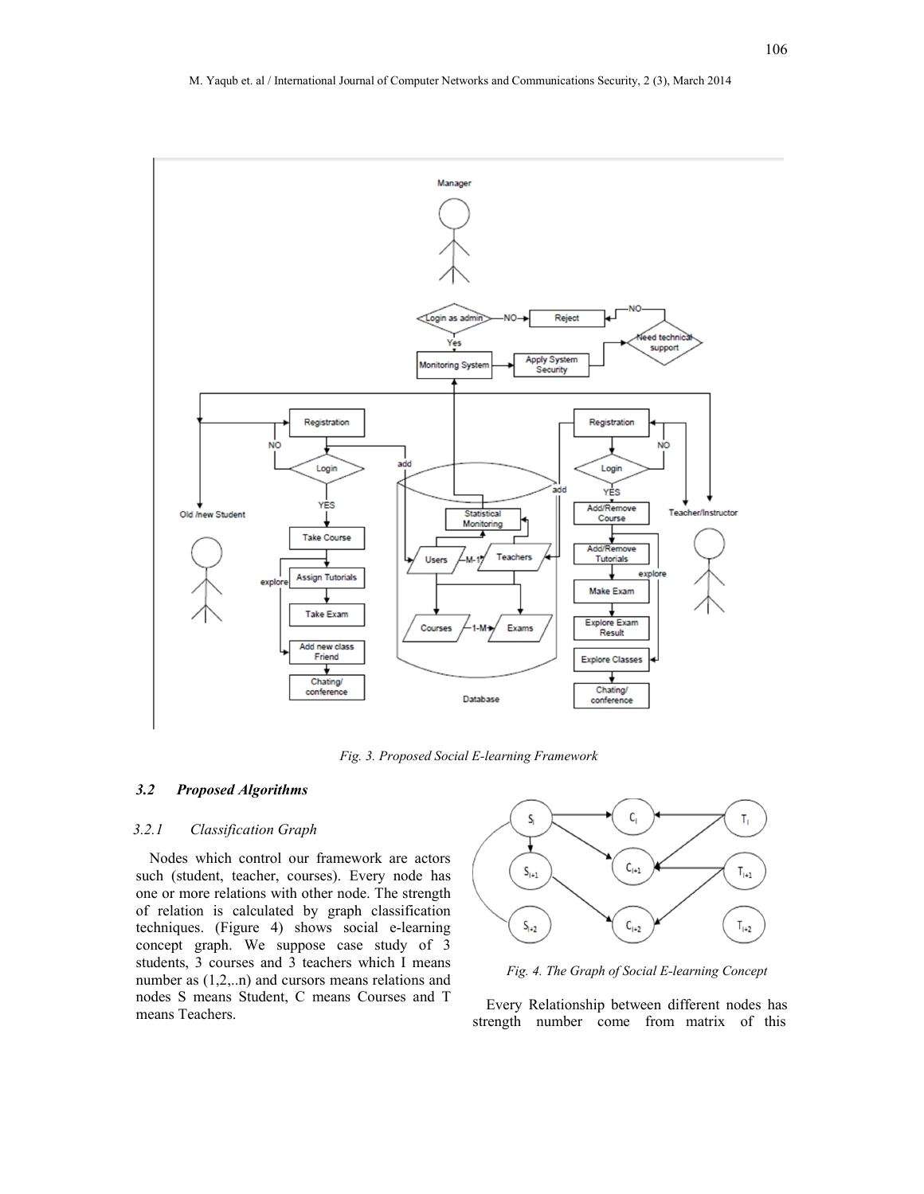Fig. 3. Proposed Social E-learning Framework

### 3.2 Proposed Algorithms

#### 3.2.1 Classification Graph

Nodes which control our framework are actors such (student, teacher, courses). Every node has one or more relations with other node. The strength of relation is calculated by graph classification techniques. (Figure 4) shows social e-learning concept graph. We suppose case study of 3 students, 3 courses and 3 teachers which I means number as (1,2,..n) and cursors means relations and nodes S means Student, C means Courses and T means Teachers.

Fig. 4. The Graph of Social E-learning Concept

Every Relationship between different nodes has strength number come from matrix of this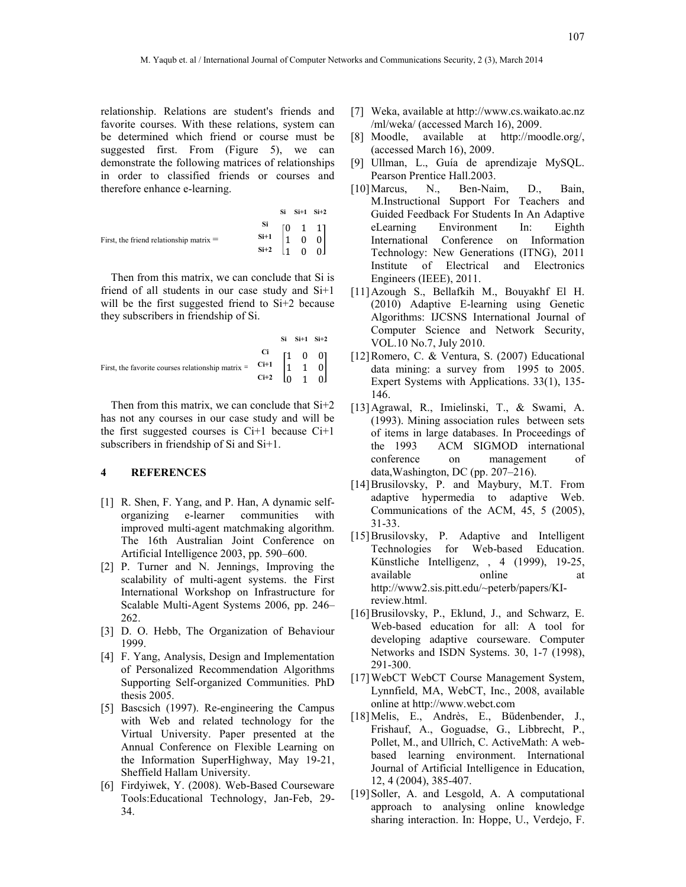relationship. Relations are student's friends and favorite courses. With these relations, system can be determined which friend or course must be suggested first. From (Figure 5), we can demonstrate the following matrices of relationships in order to classified friends or courses and therefore enhance e-learning.

$$\text{First, the friend relationship matrix} = \begin{array}{c} \\ \text{Si} \\ \text{Si+1} \\ \text{Si+2} \end{array} \begin{array}{c} \begin{array}{ccc} \text{Si} & \text{Si+1} & \text{Si+2} \end{array} \\ \begin{bmatrix} 0 & 1 & 1 \\ 1 & 0 & 0 \\ 1 & 0 & 0 \end{bmatrix} \end{array}$$

Then from this matrix, we can conclude that Si is friend of all students in our case study and Si+1 will be the first suggested friend to Si+2 because they subscribers in friendship of Si.

$$\text{First, the favorite courses relationship matrix} = \begin{array}{c} \\ \text{Ci} \\ \text{Ci+1} \\ \text{Ci+2} \end{array} \begin{array}{c} \begin{array}{ccc} \text{Si} & \text{Si+1} & \text{Si+2} \end{array} \\ \begin{bmatrix} 1 & 0 & 0 \\ 1 & 1 & 0 \\ 0 & 1 & 0 \end{bmatrix} \end{array}$$

Then from this matrix, we can conclude that Si+2 has not any courses in our case study and will be the first suggested courses is Ci+1 because Ci+1 subscribers in friendship of Si and Si+1.

## 4 REFERENCES

[1] R. Shen, F. Yang, and P. Han, A dynamic self-organizing e-learner communities with improved multi-agent matchmaking algorithm. The 16th Australian Joint Conference on Artificial Intelligence 2003, pp. 590–600.

[2] P. Turner and N. Jennings, Improving the scalability of multi-agent systems. the First International Workshop on Infrastructure for Scalable Multi-Agent Systems 2006, pp. 246–262.

[3] D. O. Hebb, The Organization of Behaviour 1999.

[4] F. Yang, Analysis, Design and Implementation of Personalized Recommendation Algorithms Supporting Self-organized Communities. PhD thesis 2005.

[5] Bascsich (1997). Re-engineering the Campus with Web and related technology for the Virtual University. Paper presented at the Annual Conference on Flexible Learning on the Information SuperHighway, May 19-21, Sheffield Hallam University.

[6] Firdyiwek, Y. (2008). Web-Based Courseware Tools:Educational Technology, Jan-Feb, 29-34.

[7] Weka, available at http://www.cs.waikato.ac.nz /ml/weka/ (accessed March 16), 2009.

[8] Moodle, available at http://moodle.org/, (accessed March 16), 2009.

[9] Ullman, L., Guía de aprendizaje MySQL. Pearson Prentice Hall.2003.

[10] Marcus, N., Ben-Naim, D., Bain, M.Instructional Support For Teachers and Guided Feedback For Students In An Adaptive eLearning Environment In: Eighth International Conference on Information Technology: New Generations (ITNG), 2011 Institute of Electrical and Electronics Engineers (IEEE), 2011.

[11] Azough S., Bellafkih M., Bouyakhf El H. (2010) Adaptive E-learning using Genetic Algorithms: IJCSNS International Journal of Computer Science and Network Security, VOL.10 No.7, July 2010.

[12] Romero, C. & Ventura, S. (2007) Educational data mining: a survey from 1995 to 2005. Expert Systems with Applications. 33(1), 135-146.

[13] Agrawal, R., Imielinski, T., & Swami, A. (1993). Mining association rules between sets of items in large databases. In Proceedings of the 1993 ACM SIGMOD international conference on management of data,Washington, DC (pp. 207–216).

[14] Brusilovsky, P. and Maybury, M.T. From adaptive hypermedia to adaptive Web. Communications of the ACM, 45, 5 (2005), 31-33.

[15] Brusilovsky, P. Adaptive and Intelligent Technologies for Web-based Education. Künstliche Intelligenz, , 4 (1999), 19-25, available online at http://www2.sis.pitt.edu/~peterb/papers/KI-review.html.

[16] Brusilovsky, P., Eklund, J., and Schwarz, E. Web-based education for all: A tool for developing adaptive courseware. Computer Networks and ISDN Systems. 30, 1-7 (1998), 291-300.

[17] WebCT WebCT Course Management System, Lynnfield, MA, WebCT, Inc., 2008, available online at http://www.webct.com

[18] Melis, E., Andrès, E., Büdenbender, J., Frishauf, A., Goguadse, G., Libbrecht, P., Pollet, M., and Ullrich, C. ActiveMath: A web-based learning environment. International Journal of Artificial Intelligence in Education, 12, 4 (2004), 385-407.

[19] Soller, A. and Lesgold, A. A computational approach to analysing online knowledge sharing interaction. In: Hoppe, U., Verdejo, F.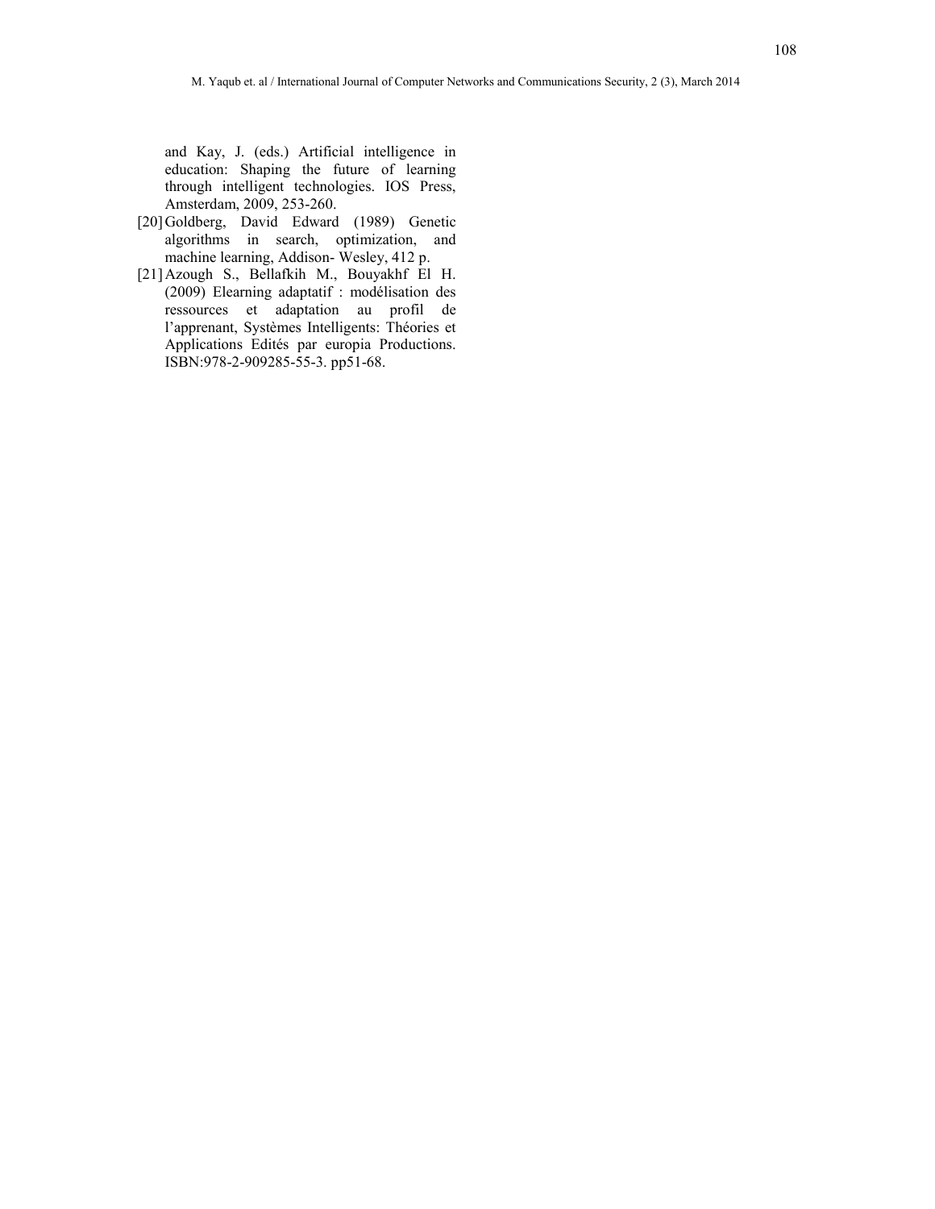and Kay, J. (eds.) Artificial intelligence in education: Shaping the future of learning through intelligent technologies. IOS Press, Amsterdam, 2009, 253-260.

[20] Goldberg, David Edward (1989) Genetic algorithms in search, optimization, and machine learning, Addison- Wesley, 412 p.

[21] Azough S., Bellafkih M., Bouyakhf El H. (2009) Elearning adaptatif : modélisation des ressources et adaptation au profil de l'apprenant, Systèmes Intelligents: Théories et Applications Edités par europia Productions. ISBN:978-2-909285-55-3. pp51-68.